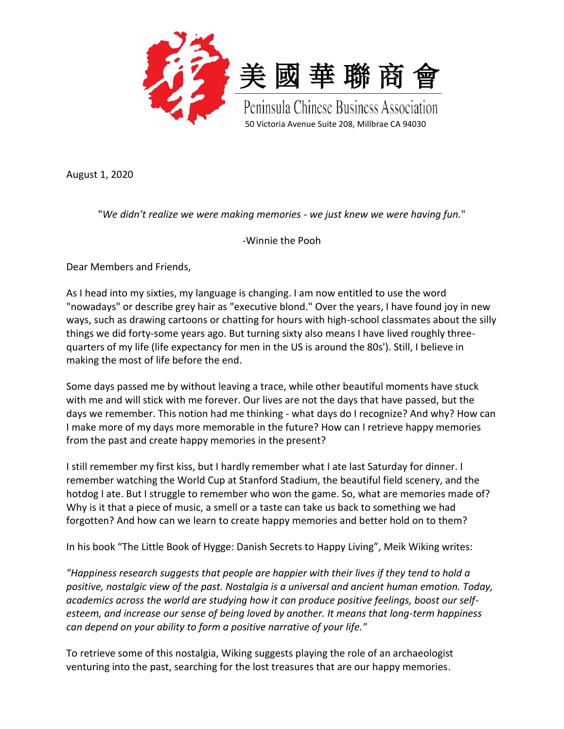美國華聯商會

Peninsula Chinese Business Association

50 Victoria Avenue Suite 208, Millbrae CA 94030

August 1, 2020

"*We didn't realize we were making memories - we just knew we were having fun.*"

-Winnie the Pooh

Dear Members and Friends,

As I head into my sixties, my language is changing. I am now entitled to use the word "nowadays" or describe grey hair as "executive blond." Over the years, I have found joy in new ways, such as drawing cartoons or chatting for hours with high-school classmates about the silly things we did forty-some years ago. But turning sixty also means I have lived roughly three-quarters of my life (life expectancy for men in the US is around the 80s'). Still, I believe in making the most of life before the end.

Some days passed me by without leaving a trace, while other beautiful moments have stuck with me and will stick with me forever. Our lives are not the days that have passed, but the days we remember. This notion had me thinking - what days do I recognize? And why? How can I make more of my days more memorable in the future? How can I retrieve happy memories from the past and create happy memories in the present?

I still remember my first kiss, but I hardly remember what I ate last Saturday for dinner. I remember watching the World Cup at Stanford Stadium, the beautiful field scenery, and the hotdog I ate. But I struggle to remember who won the game. So, what are memories made of? Why is it that a piece of music, a smell or a taste can take us back to something we had forgotten? And how can we learn to create happy memories and better hold on to them?

In his book "The Little Book of Hygge: Danish Secrets to Happy Living", Meik Wiking writes:

*"Happiness research suggests that people are happier with their lives if they tend to hold a positive, nostalgic view of the past. Nostalgia is a universal and ancient human emotion. Today, academics across the world are studying how it can produce positive feelings, boost our self-esteem, and increase our sense of being loved by another. It means that long-term happiness can depend on your ability to form a positive narrative of your life."*

To retrieve some of this nostalgia, Wiking suggests playing the role of an archaeologist venturing into the past, searching for the lost treasures that are our happy memories.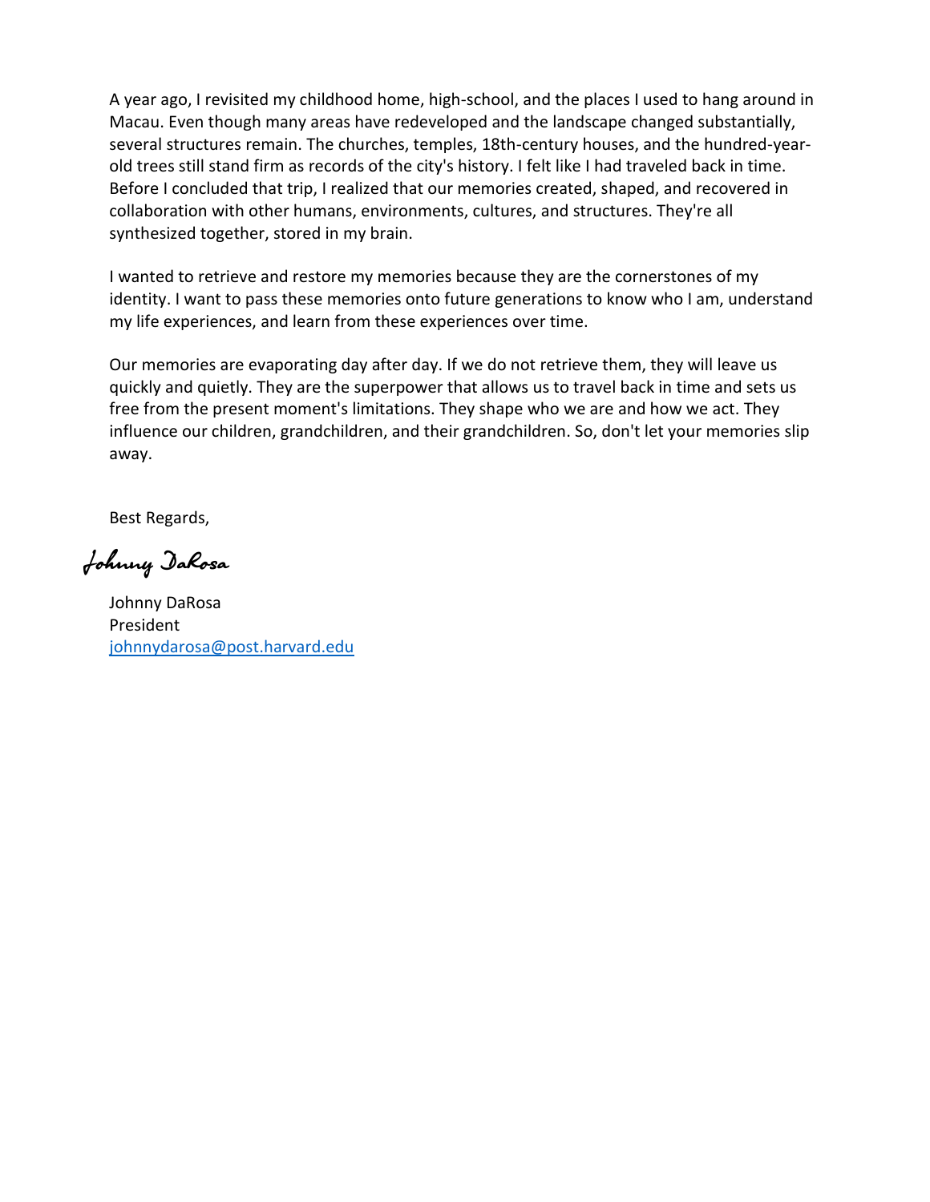A year ago, I revisited my childhood home, high-school, and the places I used to hang around in Macau. Even though many areas have redeveloped and the landscape changed substantially, several structures remain. The churches, temples, 18th-century houses, and the hundred-year-old trees still stand firm as records of the city's history. I felt like I had traveled back in time. Before I concluded that trip, I realized that our memories created, shaped, and recovered in collaboration with other humans, environments, cultures, and structures. They're all synthesized together, stored in my brain.

I wanted to retrieve and restore my memories because they are the cornerstones of my identity. I want to pass these memories onto future generations to know who I am, understand my life experiences, and learn from these experiences over time.

Our memories are evaporating day after day. If we do not retrieve them, they will leave us quickly and quietly. They are the superpower that allows us to travel back in time and sets us free from the present moment's limitations. They shape who we are and how we act. They influence our children, grandchildren, and their grandchildren. So, don't let your memories slip away.

Best Regards,

*Johnny DaRosa*

Johnny DaRosa
President
[johnnydarosa@post.harvard.edu](mailto:johnnydarosa@post.harvard.edu)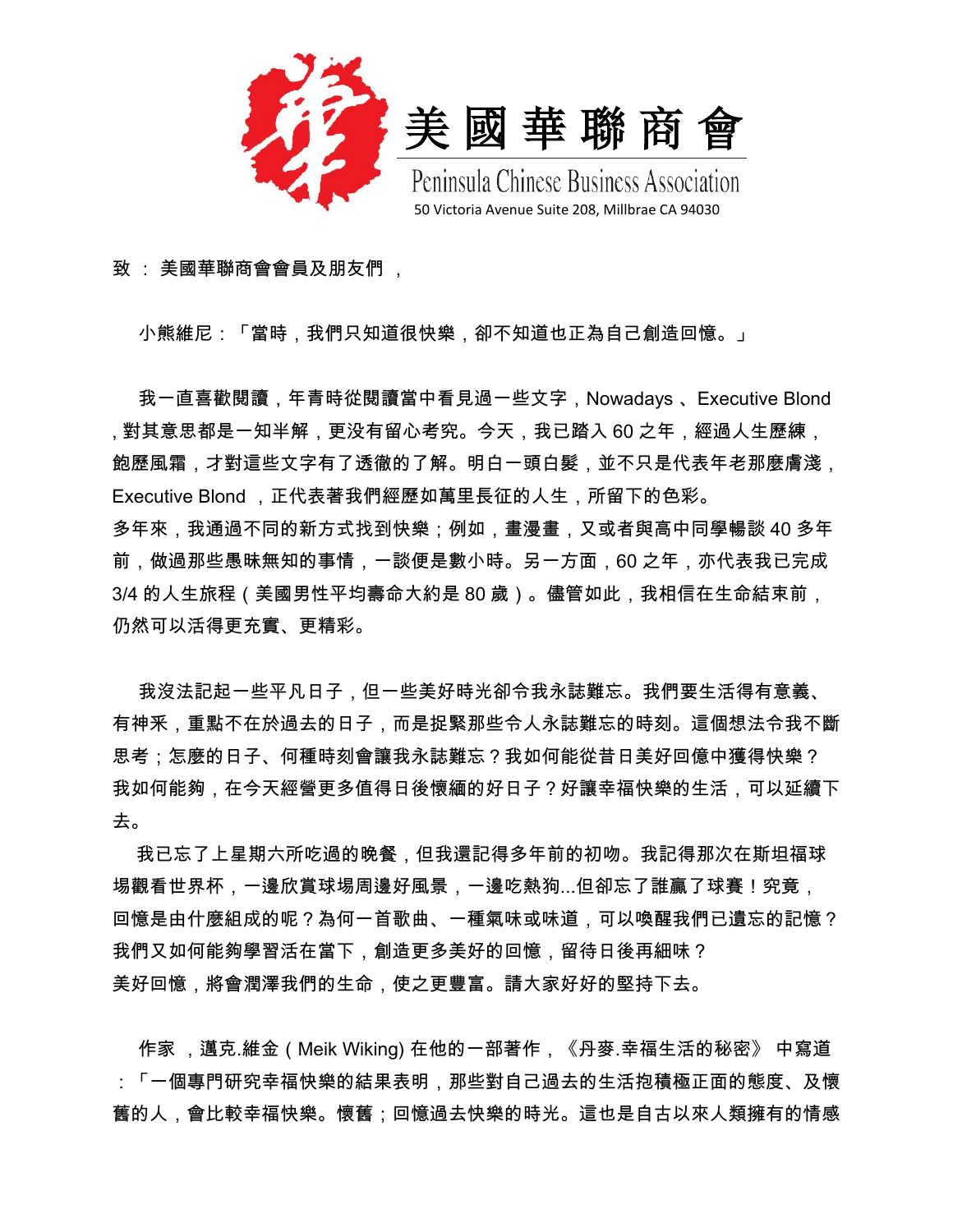# 美國華聯商會

Peninsula Chinese Business Association

50 Victoria Avenue Suite 208, Millbrae CA 94030

致 ： 美國華聯商會會員及朋友們 ，

小熊維尼：「當時，我們只知道很快樂，卻不知道也正為自己創造回憶。」

我一直喜歡閱讀，年青時從閱讀當中看見過一些文字，Nowadays 、Executive Blond ，對其意思都是一知半解，更沒有留心考究。今天，我已踏入 60 之年，經過人生歷練，飽歷風霜，才對這些文字有了透徹的了解。明白一頭白髮，並不只是代表年老那麼膚淺，Executive Blond ，正代表著我們經歷如萬里長征的人生，所留下的色彩。

多年來，我通過不同的新方式找到快樂；例如，畫漫畫，又或者與高中同學暢談 40 多年前，做過那些愚昧無知的事情，一談便是數小時。另一方面，60 之年，亦代表我已完成 3/4 的人生旅程（美國男性平均壽命大約是 80 歲）。儘管如此，我相信在生命結束前，仍然可以活得更充實、更精彩。

我沒法記起一些平凡日子，但一些美好時光卻令我永誌難忘。我們要生活得有意義、有神釆，重點不在於過去的日子，而是捉緊那些令人永誌難忘的時刻。這個想法令我不斷思考；怎麼的日子、何種時刻會讓我永誌難忘？我如何能從昔日美好回憶中獲得快樂？我如何能夠，在今天經營更多值得日後懷緬的好日子？好讓幸福快樂的生活，可以延續下去。

我已忘了上星期六所吃過的晚餐，但我還記得多年前的初吻。我記得那次在斯坦福球場觀看世界杯，一邊欣賞球場周邊好風景，一邊吃熱狗...但卻忘了誰贏了球賽！究竟，回憶是由什麼組成的呢？為何一首歌曲、一種氣味或味道，可以喚醒我們已遺忘的記憶？我們又如何能夠學習活在當下，創造更多美好的回憶，留待日後再細味？

美好回憶，將會潤澤我們的生命，使之更豐富。請大家好好的堅持下去。

作家 ，邁克.維金（Meik Wiking) 在他的一部著作，《丹麥.幸福生活的秘密》 中寫道：「一個專門研究幸福快樂的結果表明，那些對自己過去的生活抱積極正面的態度、及懷舊的人，會比較幸福快樂。懷舊；回憶過去快樂的時光。這也是自古以來人類擁有的情感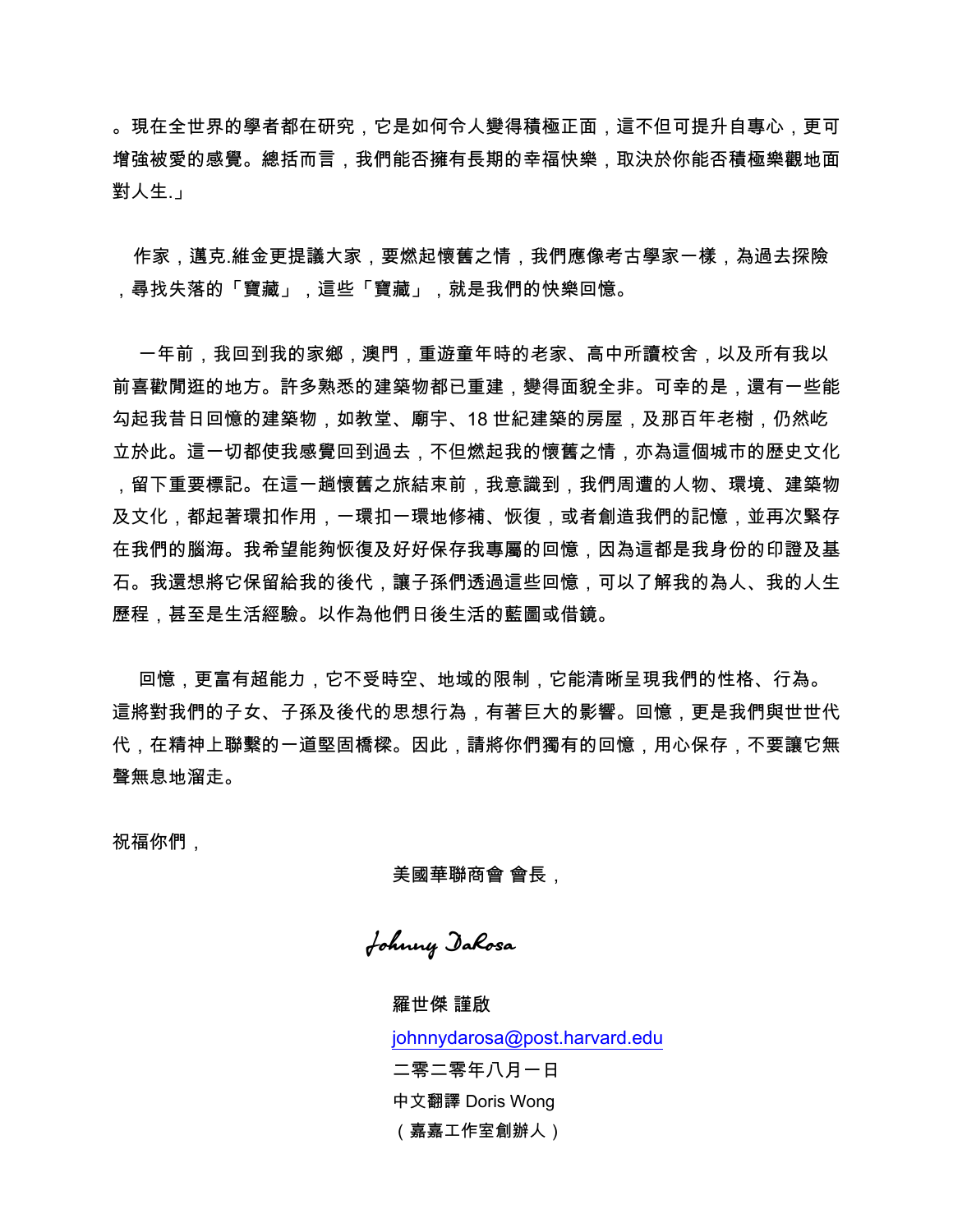。現在全世界的學者都在研究，它是如何令人變得積極正面，這不但可提升自專心，更可增強被愛的感覺。總括而言，我們能否擁有長期的幸福快樂，取決於你能否積極樂觀地面對人生.」

作家，邁克.維金更提議大家，要燃起懷舊之情，我們應像考古學家一樣，為過去探險，尋找失落的「寶藏」，這些「寶藏」，就是我們的快樂回憶。

一年前，我回到我的家鄉，澳門，重遊童年時的老家、高中所讀校舍，以及所有我以前喜歡閒逛的地方。許多熟悉的建築物都已重建，變得面貌全非。可幸的是，還有一些能勾起我昔日回憶的建築物，如教堂、廟宇、18 世紀建築的房屋，及那百年老樹，仍然屹立於此。這一切都使我感覺回到過去，不但燃起我的懷舊之情，亦為這個城市的歷史文化，留下重要標記。在這一趟懷舊之旅結束前，我意識到，我們周遭的人物、環境、建築物及文化，都起著環扣作用，一環扣一環地修補、恢復，或者創造我們的記憶，並再次緊存在我們的腦海。我希望能夠恢復及好好保存我專屬的回憶，因為這都是我身份的印證及基石。我還想將它保留給我的後代，讓子孫們透過這些回憶，可以了解我的為人、我的人生歷程，甚至是生活經驗。以作為他們日後生活的藍圖或借鏡。

回憶，更富有超能力，它不受時空、地域的限制，它能清晰呈現我們的性格、行為。這將對我們的子女、子孫及後代的思想行為，有著巨大的影響。回憶，更是我們與世世代代，在精神上聯繫的一道堅固橋樑。因此，請將你們獨有的回憶，用心保存，不要讓它無聲無息地溜走。

祝福你們，

美國華聯商會 會長，

Johnny DaRosa

羅世傑 謹啟

johnnydarosa@post.harvard.edu

二零二零年八月一日

中文翻譯 Doris Wong

（嘉嘉工作室創辦人）